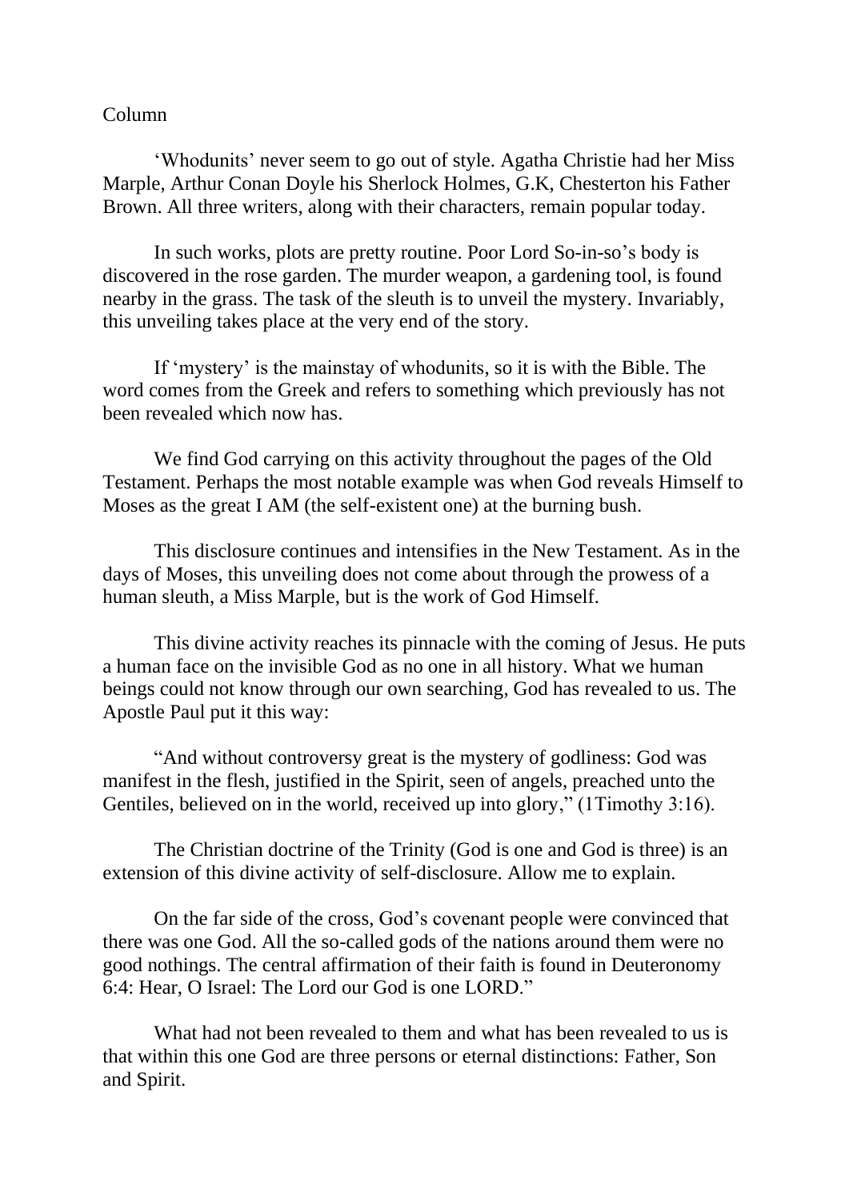Column

'Whodunits' never seem to go out of style. Agatha Christie had her Miss Marple, Arthur Conan Doyle his Sherlock Holmes, G.K, Chesterton his Father Brown. All three writers, along with their characters, remain popular today.

In such works, plots are pretty routine. Poor Lord So-in-so's body is discovered in the rose garden. The murder weapon, a gardening tool, is found nearby in the grass. The task of the sleuth is to unveil the mystery. Invariably, this unveiling takes place at the very end of the story.

If 'mystery' is the mainstay of whodunits, so it is with the Bible. The word comes from the Greek and refers to something which previously has not been revealed which now has.

We find God carrying on this activity throughout the pages of the Old Testament. Perhaps the most notable example was when God reveals Himself to Moses as the great I AM (the self-existent one) at the burning bush.

This disclosure continues and intensifies in the New Testament. As in the days of Moses, this unveiling does not come about through the prowess of a human sleuth, a Miss Marple, but is the work of God Himself.

This divine activity reaches its pinnacle with the coming of Jesus. He puts a human face on the invisible God as no one in all history. What we human beings could not know through our own searching, God has revealed to us. The Apostle Paul put it this way:

"And without controversy great is the mystery of godliness: God was manifest in the flesh, justified in the Spirit, seen of angels, preached unto the Gentiles, believed on in the world, received up into glory," (1Timothy 3:16).

The Christian doctrine of the Trinity (God is one and God is three) is an extension of this divine activity of self-disclosure. Allow me to explain.

On the far side of the cross, God's covenant people were convinced that there was one God. All the so-called gods of the nations around them were no good nothings. The central affirmation of their faith is found in Deuteronomy 6:4: Hear, O Israel: The Lord our God is one LORD."

What had not been revealed to them and what has been revealed to us is that within this one God are three persons or eternal distinctions: Father, Son and Spirit.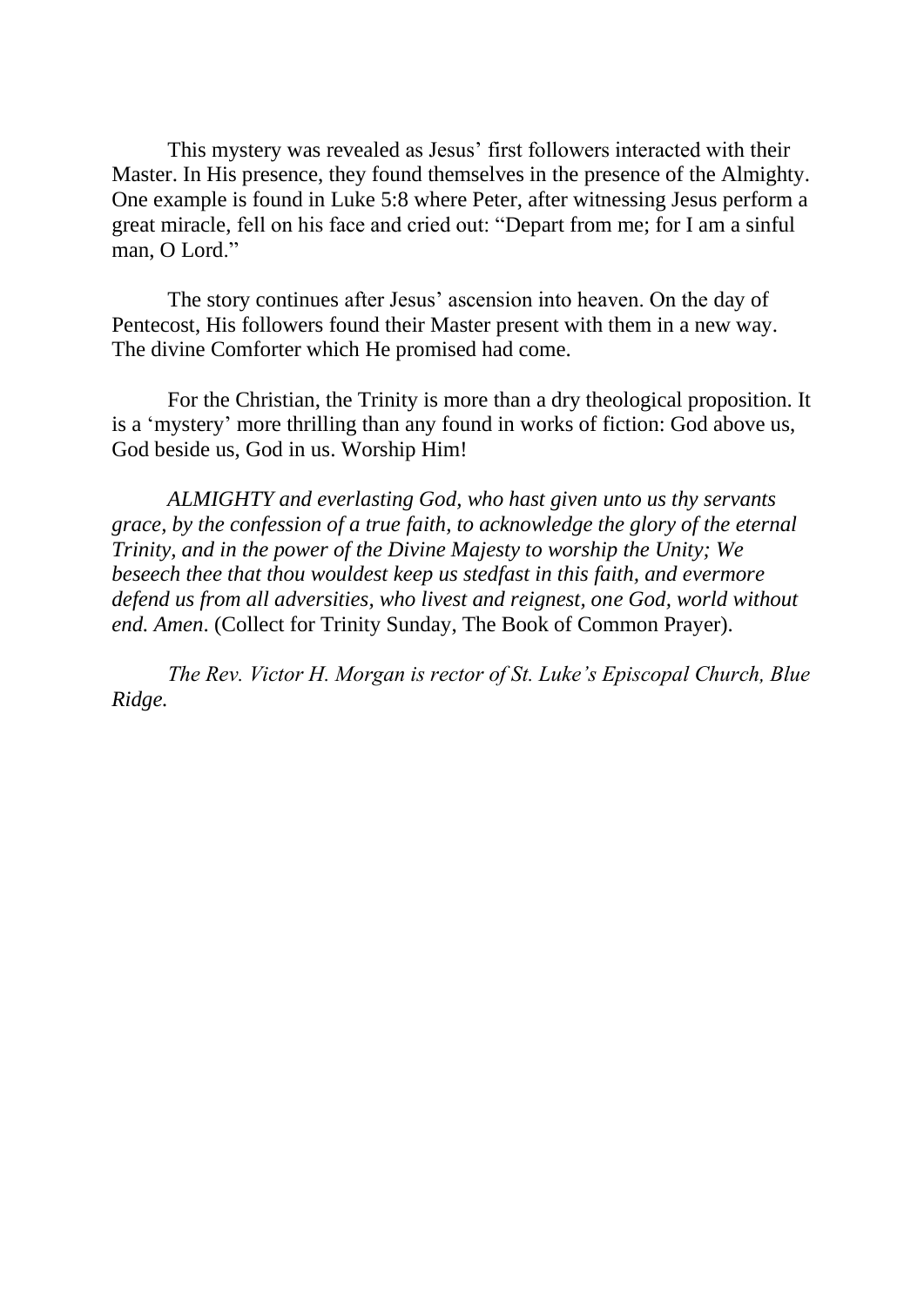This mystery was revealed as Jesus' first followers interacted with their Master. In His presence, they found themselves in the presence of the Almighty. One example is found in Luke 5:8 where Peter, after witnessing Jesus perform a great miracle, fell on his face and cried out: "Depart from me; for I am a sinful man, O Lord."

The story continues after Jesus' ascension into heaven. On the day of Pentecost, His followers found their Master present with them in a new way. The divine Comforter which He promised had come.

For the Christian, the Trinity is more than a dry theological proposition. It is a 'mystery' more thrilling than any found in works of fiction: God above us, God beside us, God in us. Worship Him!

*ALMIGHTY and everlasting God, who hast given unto us thy servants grace, by the confession of a true faith, to acknowledge the glory of the eternal Trinity, and in the power of the Divine Majesty to worship the Unity; We beseech thee that thou wouldest keep us stedfast in this faith, and evermore defend us from all adversities, who livest and reignest, one God, world without end. Amen*. (Collect for Trinity Sunday, The Book of Common Prayer).

*The Rev. Victor H. Morgan is rector of St. Luke's Episcopal Church, Blue Ridge.*